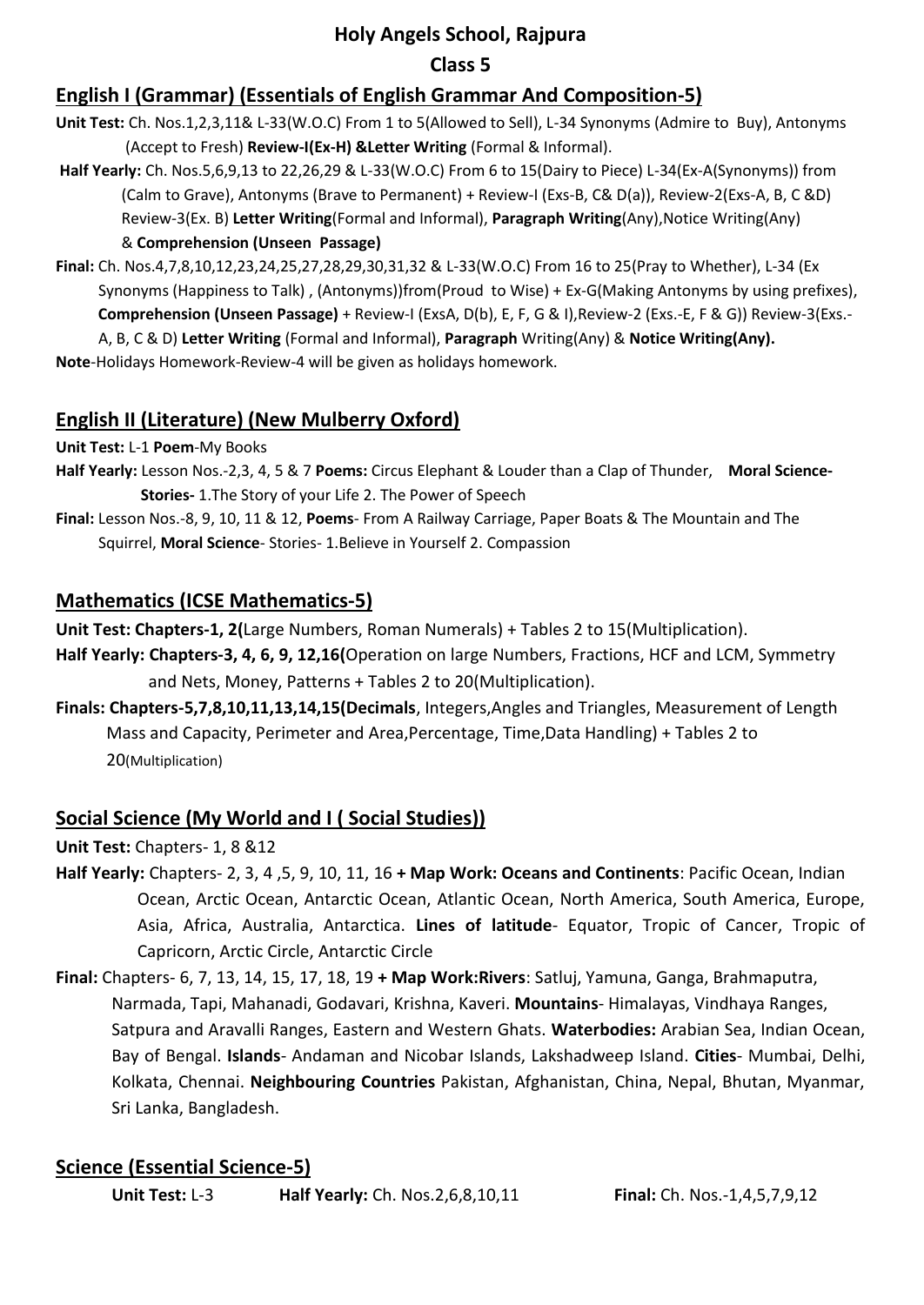# Holy Angels School, Rajpura

## Class 5

## English I (Grammar) (Essentials of English Grammar And Composition-5)

**Unit Test:** Ch. Nos.1,2,3,11& L-33(W.O.C) From 1 to 5(Allowed to Sell), L-34 Synonyms (Admire to Buy), Antonyms (Accept to Fresh) **Review-I(Ex-H) &Letter Writing** (Formal & Informal).

**Half Yearly:** Ch. Nos.5,6,9,13 to 22,26,29 & L-33(W.O.C) From 6 to 15(Dairy to Piece) L-34(Ex-A(Synonyms)) from (Calm to Grave), Antonyms (Brave to Permanent) + Review-I (Exs-B, C& D(a)), Review-2(Exs-A, B, C &D) Review-3(Ex. B) **Letter Writing**(Formal and Informal), **Paragraph Writing**(Any),Notice Writing(Any) & **Comprehension (Unseen Passage)**

**Final:** Ch. Nos.4,7,8,10,12,23,24,25,27,28,29,30,31,32 & L-33(W.O.C) From 16 to 25(Pray to Whether), L-34 (Ex Synonyms (Happiness to Talk) , (Antonyms))from(Proud to Wise) + Ex-G(Making Antonyms by using prefixes), **Comprehension (Unseen Passage)** + Review-I (ExsA, D(b), E, F, G & I),Review-2 (Exs.-E, F & G)) Review-3(Exs.-A, B, C & D) **Letter Writing** (Formal and Informal), **Paragraph** Writing(Any) & **Notice Writing(Any).**

**Note**-Holidays Homework-Review-4 will be given as holidays homework.

## English II (Literature) (New Mulberry Oxford)

**Unit Test:** L-1 **Poem**-My Books

**Half Yearly:** Lesson Nos.-2,3, 4, 5 & 7 **Poems:** Circus Elephant & Louder than a Clap of Thunder, **Moral Science- Stories-** 1.The Story of your Life 2. The Power of Speech

**Final:** Lesson Nos.-8, 9, 10, 11 & 12, **Poems**- From A Railway Carriage, Paper Boats & The Mountain and The Squirrel, **Moral Science**- Stories- 1.Believe in Yourself 2. Compassion

## Mathematics (ICSE Mathematics-5)

**Unit Test: Chapters-1, 2(**Large Numbers, Roman Numerals) + Tables 2 to 15(Multiplication).

**Half Yearly: Chapters-3, 4, 6, 9, 12,16(**Operation on large Numbers, Fractions, HCF and LCM, Symmetry and Nets, Money, Patterns + Tables 2 to 20(Multiplication).

**Finals: Chapters-5,7,8,10,11,13,14,15(Decimals**, Integers,Angles and Triangles, Measurement of Length Mass and Capacity, Perimeter and Area,Percentage, Time,Data Handling) + Tables 2 to 20(Multiplication)

## Social Science (My World and I ( Social Studies))

**Unit Test:** Chapters- 1, 8 &12

**Half Yearly:** Chapters- 2, 3, 4 ,5, 9, 10, 11, 16 **+ Map Work: Oceans and Continents**: Pacific Ocean, Indian Ocean, Arctic Ocean, Antarctic Ocean, Atlantic Ocean, North America, South America, Europe, Asia, Africa, Australia, Antarctica. **Lines of latitude**- Equator, Tropic of Cancer, Tropic of Capricorn, Arctic Circle, Antarctic Circle

**Final:** Chapters- 6, 7, 13, 14, 15, 17, 18, 19 **+ Map Work:Rivers**: Satluj, Yamuna, Ganga, Brahmaputra, Narmada, Tapi, Mahanadi, Godavari, Krishna, Kaveri. **Mountains**- Himalayas, Vindhaya Ranges, Satpura and Aravalli Ranges, Eastern and Western Ghats. **Waterbodies:** Arabian Sea, Indian Ocean, Bay of Bengal. **Islands**- Andaman and Nicobar Islands, Lakshadweep Island. **Cities**- Mumbai, Delhi, Kolkata, Chennai. **Neighbouring Countries** Pakistan, Afghanistan, China, Nepal, Bhutan, Myanmar, Sri Lanka, Bangladesh.

## Science (Essential Science-5)

**Unit Test:** L-3 **Half Yearly:** Ch. Nos.2,6,8,10,11 **Final:** Ch. Nos.-1,4,5,7,9,12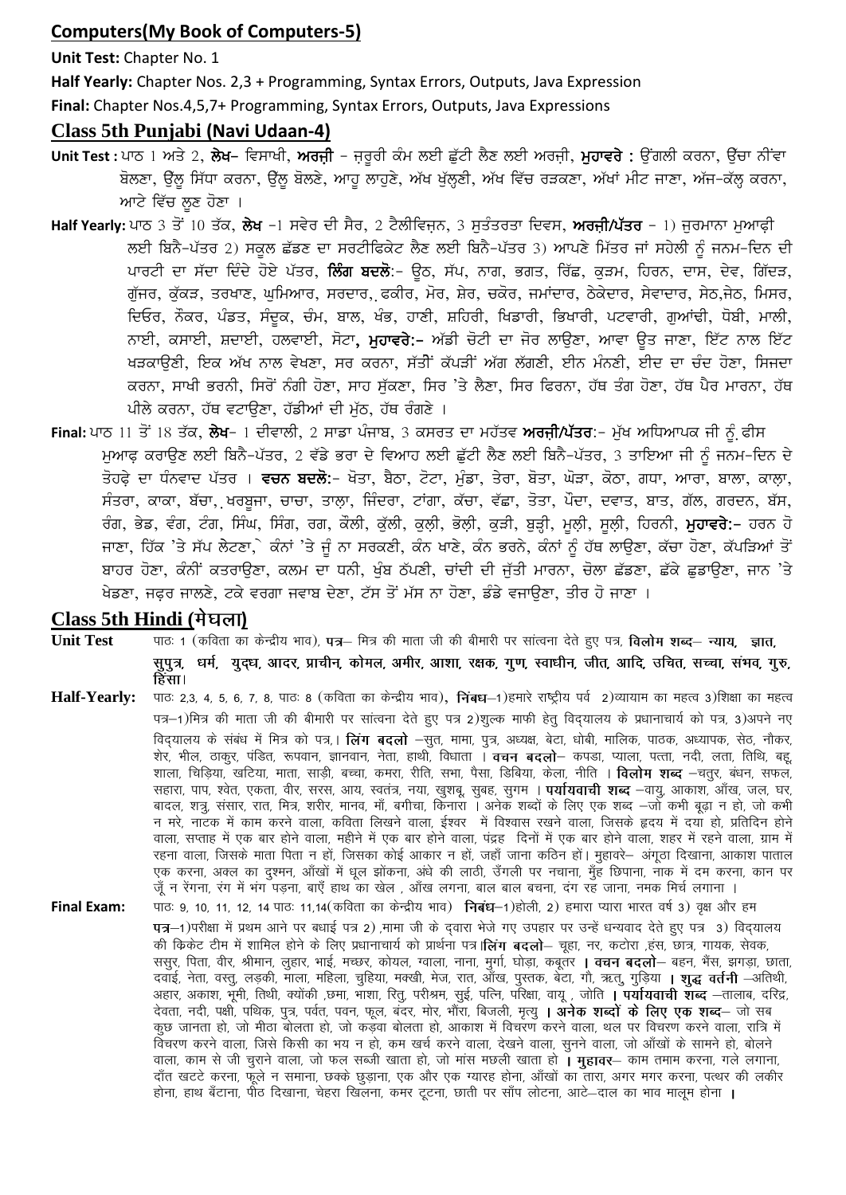## Computers(My Book of Computers-5)

**Unit Test:** Chapter No. 1

**Half Yearly:** Chapter Nos. 2,3 + Programming, Syntax Errors, Outputs, Java Expression

**Final:** Chapter Nos.4,5,7+ Programming, Syntax Errors, Outputs, Java Expressions

## Class 5th Punjabi (Navi Udaan-4)

**Unit Test :** ਪਾਠ 1 ਅਤੇ 2, **ਲੇਖ**– ਵਿਸਾਖੀ, **ਅਰਜ਼ੀ** – ਜ਼ਰੂਰੀ ਕੰਮ ਲਈ ਛੁੱਟੀ ਲੈਣ ਲਈ ਅਰਜ਼ੀ, **ਮੁਹਾਵਰੇ :** ਉਂਗਲੀ ਕਰਨਾ, ਉੱਚਾ ਨੀਂਵਾ ਬੋਲਣਾ, ਉੱਲੂ ਸਿੱਧਾ ਕਰਨਾ, ਉੱਲੂ ਬੋਲਣੇ, ਆਹੂ ਲਾਹੁਣੇ, ਅੱਖ ਖੁੱਲ੍ਹਣੀ, ਅੱਖ ਵਿੱਚ ਰੜਕਣਾ, ਅੱਖਾਂ ਮੀਟ ਜਾਣਾ, ਅੱਜ-ਕੱਲ੍ਹ ਕਰਨਾ, ਆਟੇ ਵਿੱਚ ਲੂਣ ਹੋਣਾ ।

**Half Yearly:** ਪਾਠ 3 ਤੋਂ 10 ਤੱਕ, **ਲੇਖ** –1 ਸਵੇਰ ਦੀ ਸੈਰ, 2 ਟੈਲੀਵਿਜ਼ਨ, 3 ਸੁਤੰਤਰਤਾ ਦਿਵਸ, **ਅਰਜ਼ੀ/ਪੱਤਰ** – 1) ਜੁਰਮਾਨਾ ਮੁਆਫ਼ੀ ਲਈ ਬਿਨੈ-ਪੱਤਰ 2) ਸਕੂਲ ਛੱਡਣ ਦਾ ਸਰਟੀਫਿਕੇਟ ਲੈਣ ਲਈ ਬਿਨੈ-ਪੱਤਰ 3) ਆਪਣੇ ਮਿੱਤਰ ਜਾਂ ਸਹੇਲੀ ਨੂੰ ਜਨਮ-ਦਿਨ ਦੀ ਪਾਰਟੀ ਦਾ ਸੱਦਾ ਦਿੰਦੇ ਹੋਏ ਪੱਤਰ, **ਲਿੰਗ ਬਦਲੋ**:- ਊਠ, ਸੱਪ, ਨਾਗ, ਭਗਤ, ਰਿੱਛ, ਕੁੜਮ, ਹਿਰਨ, ਦਾਸ, ਦੇਵ, ਗਿੱਦੜ, ਗੁੱਜਰ, ਕੁੱਕੜ, ਤਰਖਾਣ, ਘੁਮਿਆਰ, ਸਰਦਾਰ, ਫ਼ਕੀਰ, ਮੋਰ, ਸ਼ੇਰ, ਚਕੋਰ, ਜਮਾਂਦਾਰ, ਠੇਕੇਦਾਰ, ਸੇਵਾਦਾਰ, ਸੇਠ,ਜੇਠ, ਮਿਸਰ, ਦਿਓਰ, ਨੌਕਰ, ਪੰਡਤ, ਸੰਦੂਕ, ਚੰਮ, ਬਾਲ, ਖੰਭ, ਹਾਣੀ, ਸ਼ਹਿਰੀ, ਖਿਡਾਰੀ, ਭਿਖਾਰੀ, ਪਟਵਾਰੀ, ਗੁਆਂਢੀ, ਧੋਬੀ, ਮਾਲੀ, ਨਾਈ, ਕਸਾਈ, ਸ਼ਦਾਈ, ਹਲਵਾਈ, ਸੋਟਾ, **ਮੁਹਾਵਰੇ:**– ਅੱਡੀ ਚੋਟੀ ਦਾ ਜੋਰ ਲਾਉਣਾ, ਆਵਾ ਊਤ ਜਾਣਾ, ਇੱਟ ਨਾਲ ਇੱਟ ਖੜਕਾਉਣੀ, ਇਕ ਅੱਖ ਨਾਲ ਵੇਖਣਾ, ਸਰ ਕਰਨਾ, ਸੱਤੀਂ ਕੱਪੜੀਂ ਅੱਗ ਲੱਗਣੀ, ਈਨ ਮੰਨਣੀ, ਈਦ ਦਾ ਚੰਦ ਹੋਣਾ, ਸਿਜਦਾ ਕਰਨਾ, ਸਾਖੀ ਭਰਨੀ, ਸਿਰੋਂ ਨੰਗੀ ਹੋਣਾ, ਸਾਹ ਸੁੱਕਣਾ, ਸਿਰ 'ਤੇ ਲੈਣਾ, ਸਿਰ ਫਿਰਨਾ, ਹੱਥ ਤੰਗ ਹੋਣਾ, ਹੱਥ ਪੈਰ ਮਾਰਨਾ, ਹੱਥ ਪੀਲੇ ਕਰਨਾ, ਹੱਥ ਵਟਾਉਣਾ, ਹੱਡੀਆਂ ਦੀ ਮੁੱਠ, ਹੱਥ ਰੰਗਣੇ ।

**Final:** ਪਾਠ 11 ਤੋਂ 18 ਤੱਕ, **ਲੇਖ**– 1 ਦੀਵਾਲੀ, 2 ਸਾਡਾ ਪੰਜਾਬ, 3 ਕਸਰਤ ਦਾ ਮਹੱਤਵ **ਅਰਜ਼ੀ/ਪੱਤਰ**:- ਮੁੱਖ ਅਧਿਆਪਕ ਜੀ ਨੂੰ ਫ਼ੀਸ ਮੁਆਫ਼ ਕਰਾਉਣ ਲਈ ਬਿਨੈ-ਪੱਤਰ, 2 ਵੱਡੇ ਭਰਾ ਦੇ ਵਿਆਹ ਲਈ ਛੁੱਟੀ ਲੈਣ ਲਈ ਬਿਨੈ-ਪੱਤਰ, 3 ਤਾਇਆ ਜੀ ਨੂੰ ਜਨਮ-ਦਿਨ ਦੇ ਤੋਹਫ਼ੇ ਦਾ ਧੰਨਵਾਦ ਪੱਤਰ । **ਵਚਨ ਬਦਲੋ**:- ਖੋਤਾ, ਬੈਠਾ, ਟੋਟਾ, ਮੁੰਡਾ, ਤੇਰਾ, ਬੋਤਾ, ਘੋੜਾ, ਕੋਠਾ, ਗਧਾ, ਆਰਾ, ਬਾਲਾ, ਕਾਲ਼ਾ, ਸੰਤਰਾ, ਕਾਕਾ, ਬੱਚਾ, ਖਰਬੂਜਾ, ਚਾਚਾ, ਤਾਲ਼ਾ, ਜਿੰਦਰਾ, ਟਾਂਗਾ, ਕੱਚਾ, ਵੱਛਾ, ਤੋਤਾ, ਪੌਦਾ, ਦਵਾਤ, ਬਾਤ, ਗੱਲ, ਗਰਦਨ, ਬੱਸ, ਰੰਗ, ਭੇਡ, ਵੰਗ, ਟੰਗ, ਸਿੰਘ, ਸਿੰਗ, ਰਗ, ਕੌਲੀ, ਕੁੱਲੀ, ਕੁਲ਼ੀ, ਝੋਲ਼ੀ, ਕੁੜੀ, ਬੁੜ੍ਹੀ, ਮੂਲ਼ੀ, ਸੂਲ਼ੀ, ਹਿਰਨੀ, **ਮੁਹਾਵਰੇ:**– ਹਰਨ ਹੋ ਜਾਣਾ, ਹਿੱਕ 'ਤੇ ਸੱਪ ਲੇਟਣਾ, ਕੰਨਾਂ 'ਤੇ ਜੂੰ ਨਾ ਸਰਕਣੀ, ਕੰਨ ਖਾਣੇ, ਕੰਨ ਭਰਨੇ, ਕੰਨਾਂ ਨੂੰ ਹੱਥ ਲਾਉਣਾ, ਕੱਚਾ ਹੋਣਾ, ਕੱਪੜਿਆਂ ਤੋਂ ਬਾਹਰ ਹੋਣਾ, ਕੰਨੀਂ ਕਤਰਾਉਣਾ, ਕਲਮ ਦਾ ਧਨੀ, ਖੁੰਬ ਠੱਪਣੀ, ਚਾਂਦੀ ਦੀ ਜੁੱਤੀ ਮਾਰਨਾ, ਚੋਲਾ ਛੱਡਣਾ, ਛੱਕੇ ਛੁਡਾਉਣਾ, ਜਾਨ 'ਤੇ ਖੇਡਣਾ, ਜਫ਼ਰ ਜਾਲਣੇ, ਟਕੇ ਵਰਗਾ ਜਵਾਬ ਦੇਣਾ, ਟੱਸ ਤੋਂ ਮੱਸ ਨਾ ਹੋਣਾ, ਡੰਡੇ ਵਜਾਉਣਾ, ਤੀਰ ਹੋ ਜਾਣਾ ।

## Class 5th Hindi (मेघला)

**Unit Test** पाठः 1 (कविता का केन्द्रीय भाव), **पत्र**– मित्र की माता जी की बीमारी पर सांत्वना देते हुए पत्र, **विलोम शब्द**– **न्याय, ज्ञात, सुपुत्र, धर्म, युदध, आदर, प्राचीन, कोमल, अमीर, आशा, रक्षक, गुण, स्वाधीन, जीत, आदि, उचित, सच्चा, संभव, गुरु, हिंसा।**

**Half-Yearly:** पाठः 2,3, 4, 5, 6, 7, 8, पाठः 8 (कविता का केन्द्रीय भाव), **निबंध**–1)हमारे राष्ट्रीय पर्व 2)व्यायाम का महत्व 3)शिक्षा का महत्व पत्र–1)मित्र की माता जी की बीमारी पर सांत्वना देते हुए पत्र 2)शुल्क माफी हेतु विद्यालय के प्रधानाचार्य को पत्र, 3)अपने नए विद्यालय के संबंध में मित्र को पत्र। **लिंग बदलो** –सुत, मामा, पुत्र, अध्यक्ष, बेटा, धोबी, मालिक, पाठक, अध्यापक, सेठ, नौकर, शेर, भील, ठाकुर, पंडित, रूपवान, ज्ञानवान, नेता, हाथी, विधाता । **वचन बदलो**– कपडा, प्याला, पत्ता, नदी, लता, तिथि, बहू, शाला, चिड़िया, खटिया, माता, साड़ी, बच्चा, कमरा, रीति, सभा, पैसा, डिबिया, केला, नीति । **विलोम शब्द** –चतुर, बंधन, सफल, सहारा, पाप, श्वेत, एकता, वीर, सरस, आय, स्वतंत्र, नया, खुशबू, सुबह, सुगम । **पर्यायवाची शब्द** –वायु, आकाश, आँख, जल, घर, बादल, शत्रु, संसार, रात, मित्र, शरीर, मानव, माँ, बगीचा, किनारा । अनेक शब्दों के लिए एक शब्द –जो कभी बूढ़ा न हो, जो कभी न मरे, नाटक में काम करने वाला, कविता लिखने वाला, ईश्वर में विश्वास रखने वाला, जिसके हृदय में दया हो, प्रतिदिन होने वाला, सप्ताह में एक बार होने वाला, महीने में एक बार होने वाला, पंद्रह दिनों में एक बार होने वाला, शहर में रहने वाला, ग्राम में रहना वाला, जिसके माता पिता न हों, जिसका कोई आकार न हों, जहाँ जाना कठिन हों। मुहावरे– अंगूठा दिखाना, आकाश पाताल एक करना, अक्ल का दुश्मन, आँखों में धूल झोंकना, अंधे की लाठी, उँगली पर नचाना, मुँह छिपाना, नाक में दम करना, कान पर जूँ न रेंगना, रंग में भंग पड़ना, बाएँ हाथ का खेल , आँख लगना, बाल बाल बचना, दंग रह जाना, नमक मिर्च लगाना ।

**Final Exam:** पाठः 9, 10, 11, 12, 14 पाठः 11,14(कविता का केन्द्रीय भाव) **निबंध**–1)होली, 2) हमारा प्यारा भारत वर्ष 3) वृक्ष और हम

**पत्र**–1)परीक्षा में प्रथम आने पर बधाई पत्र 2) ,मामा जी के द्वारा भेजे गए उपहार पर उन्हें धन्यवाद देते हुए पत्र 3) विद्यालय की क्रिकेट टीम में शामिल होने के लिए प्रधानाचार्य को प्रार्थना पत्र।**लिंग बदलो**– चूहा, नर, कटोरा ,हंस, छात्र, गायक, सेवक, ससुर, पिता, वीर, श्रीमान, लुहार, भाई, मच्छर, कोयल, ग्वाला, नाना, मुर्गा, घोड़ा, कबूतर । **वचन बदलो**– बहन, भैंस, झगड़ा, छाता, दवाई, नेता, वस्तु, लड़की, माला, महिला, चुहिया, मक्खी, मेज, रात, आँख, पुस्तक, बेटा, गौ, ऋतु, गुड़िया । **शुद्ध वर्तनी** –अतिथी, अहार, अकाश, भूमी, तिथी, क्योंकी ,छमा, भाशा, रितु, परीश्रम, सुई, पत्नि, परिक्षा, वायू , जोति । **पर्यायवाची शब्द** –तालाब, दरिद्र, देवता, नदी, पक्षी, पथिक, पुत्र, पर्वत, पवन, फूल, बंदर, मोर, भौंरा, बिजली, मृत्यु । **अनेक शब्दों के लिए एक शब्द**– जो सब कुछ जानता हो, जो मीठा बोलता हो, जो कड़वा बोलता हो, आकाश में विचरण करने वाला, थल पर विचरण करने वाला, रात्रि में विचरण करने वाला, जिसे किसी का भय न हो, कम खर्च करने वाला, देखने वाला, सुनने वाला, जो आँखों के सामने हो, बोलने वाला, काम से जी चुराने वाला, जो फल सब्जी खाता हो, जो मांस मछली खाता हो । **मुहावर**– काम तमाम करना, गले लगाना, दाँत खटटे करना, फूले न समाना, छक्के छुड़ाना, एक और एक ग्यारह होना, आँखों का तारा, अगर मगर करना, पत्थर की लकीर होना, हाथ बँटाना, पीठ दिखाना, चेहरा खिलना, कमर टूटना, छाती पर साँप लोटना, आटे–दाल का भाव मालूम होना ।